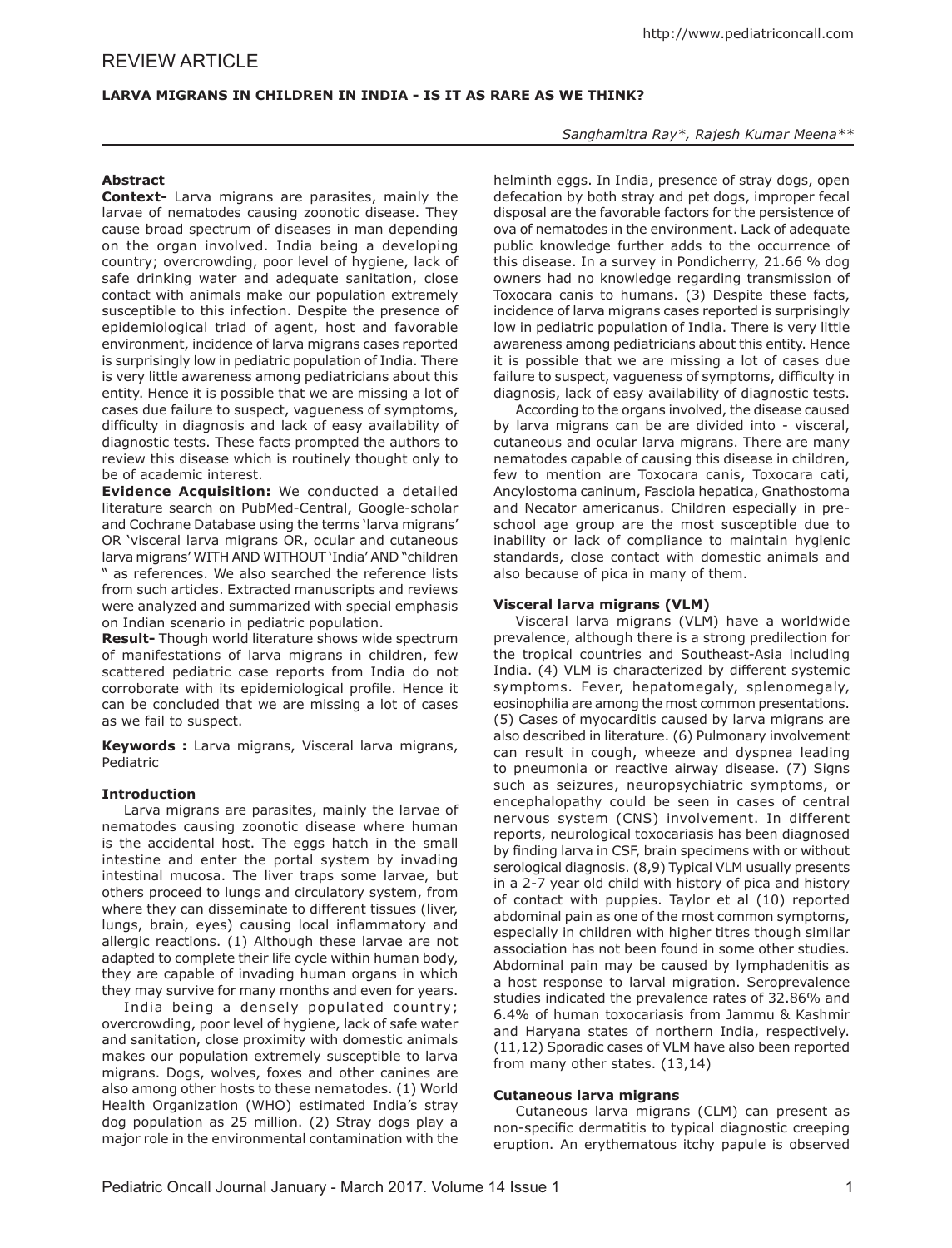REVIEW ARTICLE

# LARVA MIGRANS IN CHILDREN IN INDIA - IS IT AS RARE AS WE THINK?

*Sanghamitra Ray\*, Rajesh Kumar Meena\*\**

## Abstract

**Context-** Larva migrans are parasites, mainly the larvae of nematodes causing zoonotic disease. They cause broad spectrum of diseases in man depending on the organ involved. India being a developing country; overcrowding, poor level of hygiene, lack of safe drinking water and adequate sanitation, close contact with animals make our population extremely susceptible to this infection. Despite the presence of epidemiological triad of agent, host and favorable environment, incidence of larva migrans cases reported is surprisingly low in pediatric population of India. There is very little awareness among pediatricians about this entity. Hence it is possible that we are missing a lot of cases due failure to suspect, vagueness of symptoms, difficulty in diagnosis and lack of easy availability of diagnostic tests. These facts prompted the authors to review this disease which is routinely thought only to be of academic interest.

**Evidence Acquisition:** We conducted a detailed literature search on PubMed-Central, Google-scholar and Cochrane Database using the terms 'larva migrans' OR 'visceral larva migrans OR, ocular and cutaneous larva migrans' WITH AND WITHOUT 'India' AND "children " as references. We also searched the reference lists from such articles. Extracted manuscripts and reviews were analyzed and summarized with special emphasis on Indian scenario in pediatric population.

**Result-** Though world literature shows wide spectrum of manifestations of larva migrans in children, few scattered pediatric case reports from India do not corroborate with its epidemiological profile. Hence it can be concluded that we are missing a lot of cases as we fail to suspect.

**Keywords :** Larva migrans, Visceral larva migrans, Pediatric

## Introduction

Larva migrans are parasites, mainly the larvae of nematodes causing zoonotic disease where human is the accidental host. The eggs hatch in the small intestine and enter the portal system by invading intestinal mucosa. The liver traps some larvae, but others proceed to lungs and circulatory system, from where they can disseminate to different tissues (liver, lungs, brain, eyes) causing local inflammatory and allergic reactions. (1) Although these larvae are not adapted to complete their life cycle within human body, they are capable of invading human organs in which they may survive for many months and even for years.

India being a densely populated country; overcrowding, poor level of hygiene, lack of safe water and sanitation, close proximity with domestic animals makes our population extremely susceptible to larva migrans. Dogs, wolves, foxes and other canines are also among other hosts to these nematodes. (1) World Health Organization (WHO) estimated India's stray dog population as 25 million. (2) Stray dogs play a major role in the environmental contamination with the helminth eggs. In India, presence of stray dogs, open defecation by both stray and pet dogs, improper fecal disposal are the favorable factors for the persistence of ova of nematodes in the environment. Lack of adequate public knowledge further adds to the occurrence of this disease. In a survey in Pondicherry, 21.66 % dog owners had no knowledge regarding transmission of Toxocara canis to humans. (3) Despite these facts, incidence of larva migrans cases reported is surprisingly low in pediatric population of India. There is very little awareness among pediatricians about this entity. Hence it is possible that we are missing a lot of cases due failure to suspect, vagueness of symptoms, difficulty in diagnosis, lack of easy availability of diagnostic tests.

According to the organs involved, the disease caused by larva migrans can be are divided into - visceral, cutaneous and ocular larva migrans. There are many nematodes capable of causing this disease in children, few to mention are Toxocara canis, Toxocara cati, Ancylostoma caninum, Fasciola hepatica, Gnathostoma and Necator americanus. Children especially in pre-school age group are the most susceptible due to inability or lack of compliance to maintain hygienic standards, close contact with domestic animals and also because of pica in many of them.

### Visceral larva migrans (VLM)

Visceral larva migrans (VLM) have a worldwide prevalence, although there is a strong predilection for the tropical countries and Southeast-Asia including India. (4) VLM is characterized by different systemic symptoms. Fever, hepatomegaly, splenomegaly, eosinophilia are among the most common presentations. (5) Cases of myocarditis caused by larva migrans are also described in literature. (6) Pulmonary involvement can result in cough, wheeze and dyspnea leading to pneumonia or reactive airway disease. (7) Signs such as seizures, neuropsychiatric symptoms, or encephalopathy could be seen in cases of central nervous system (CNS) involvement. In different reports, neurological toxocariasis has been diagnosed by finding larva in CSF, brain specimens with or without serological diagnosis. (8,9) Typical VLM usually presents in a 2-7 year old child with history of pica and history of contact with puppies. Taylor et al (10) reported abdominal pain as one of the most common symptoms, especially in children with higher titres though similar association has not been found in some other studies. Abdominal pain may be caused by lymphadenitis as a host response to larval migration. Seroprevalence studies indicated the prevalence rates of 32.86% and 6.4% of human toxocariasis from Jammu & Kashmir and Haryana states of northern India, respectively. (11,12) Sporadic cases of VLM have also been reported from many other states. (13,14)

### Cutaneous larva migrans

Cutaneous larva migrans (CLM) can present as non-specific dermatitis to typical diagnostic creeping eruption. An erythematous itchy papule is observed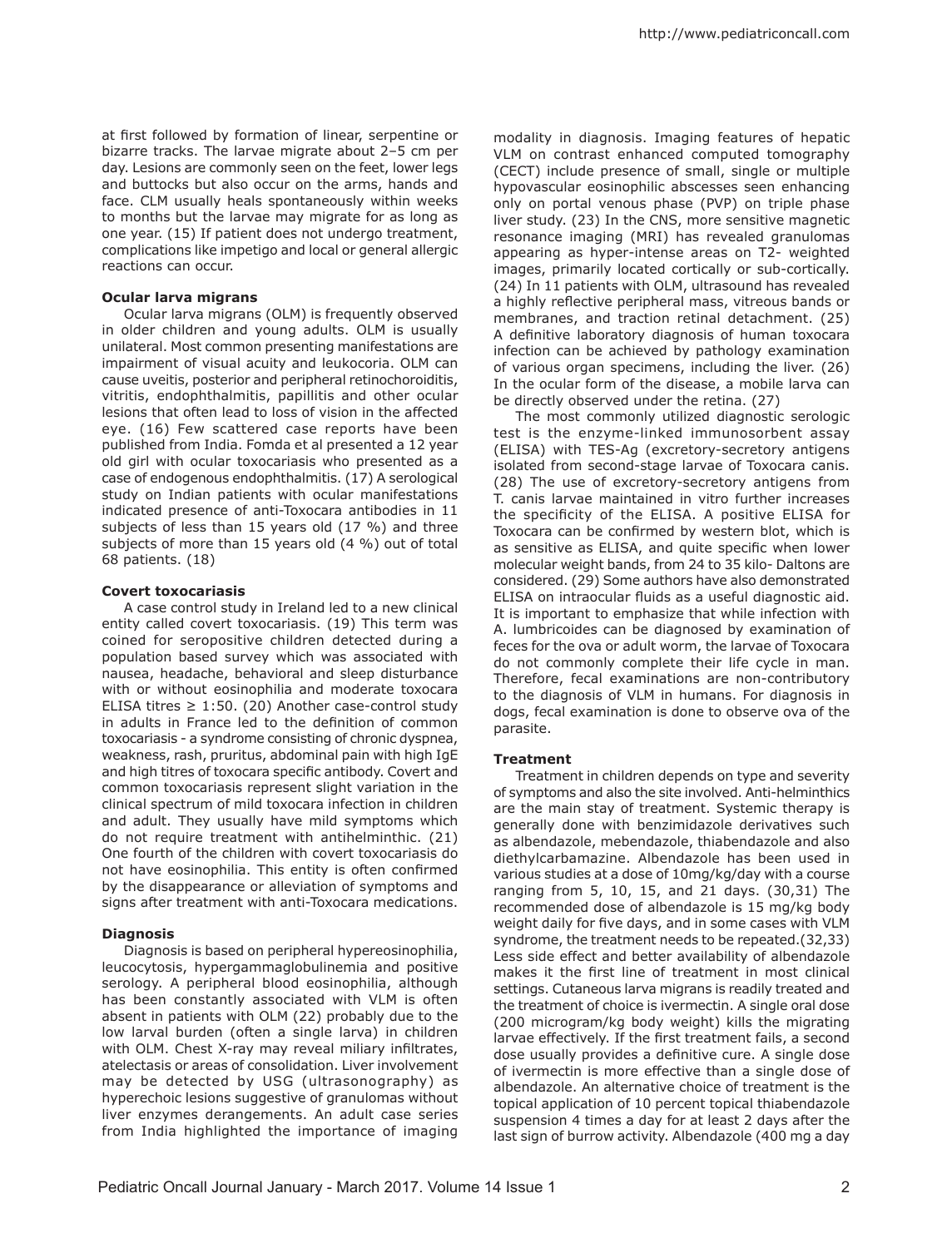at first followed by formation of linear, serpentine or bizarre tracks. The larvae migrate about 2–5 cm per day. Lesions are commonly seen on the feet, lower legs and buttocks but also occur on the arms, hands and face. CLM usually heals spontaneously within weeks to months but the larvae may migrate for as long as one year. (15) If patient does not undergo treatment, complications like impetigo and local or general allergic reactions can occur.

**Ocular larva migrans**

Ocular larva migrans (OLM) is frequently observed in older children and young adults. OLM is usually unilateral. Most common presenting manifestations are impairment of visual acuity and leukocoria. OLM can cause uveitis, posterior and peripheral retinochoroiditis, vitritis, endophthalmitis, papillitis and other ocular lesions that often lead to loss of vision in the affected eye. (16) Few scattered case reports have been published from India. Fomda et al presented a 12 year old girl with ocular toxocariasis who presented as a case of endogenous endophthalmitis. (17) A serological study on Indian patients with ocular manifestations indicated presence of anti-Toxocara antibodies in 11 subjects of less than 15 years old (17 %) and three subjects of more than 15 years old (4 %) out of total 68 patients. (18)

**Covert toxocariasis**

A case control study in Ireland led to a new clinical entity called covert toxocariasis. (19) This term was coined for seropositive children detected during a population based survey which was associated with nausea, headache, behavioral and sleep disturbance with or without eosinophilia and moderate toxocara ELISA titres ≥ 1:50. (20) Another case-control study in adults in France led to the definition of common toxocariasis - a syndrome consisting of chronic dyspnea, weakness, rash, pruritus, abdominal pain with high IgE and high titres of toxocara specific antibody. Covert and common toxocariasis represent slight variation in the clinical spectrum of mild toxocara infection in children and adult. They usually have mild symptoms which do not require treatment with antihelminthic. (21) One fourth of the children with covert toxocariasis do not have eosinophilia. This entity is often confirmed by the disappearance or alleviation of symptoms and signs after treatment with anti-Toxocara medications.

**Diagnosis**

Diagnosis is based on peripheral hypereosinophilia, leucocytosis, hypergammaglobulinemia and positive serology. A peripheral blood eosinophilia, although has been constantly associated with VLM is often absent in patients with OLM (22) probably due to the low larval burden (often a single larva) in children with OLM. Chest X-ray may reveal miliary infiltrates, atelectasis or areas of consolidation. Liver involvement may be detected by USG (ultrasonography) as hyperechoic lesions suggestive of granulomas without liver enzymes derangements. An adult case series from India highlighted the importance of imaging modality in diagnosis. Imaging features of hepatic VLM on contrast enhanced computed tomography (CECT) include presence of small, single or multiple hypovascular eosinophilic abscesses seen enhancing only on portal venous phase (PVP) on triple phase liver study. (23) In the CNS, more sensitive magnetic resonance imaging (MRI) has revealed granulomas appearing as hyper-intense areas on T2- weighted images, primarily located cortically or sub-cortically. (24) In 11 patients with OLM, ultrasound has revealed a highly reflective peripheral mass, vitreous bands or membranes, and traction retinal detachment. (25) A definitive laboratory diagnosis of human toxocara infection can be achieved by pathology examination of various organ specimens, including the liver. (26) In the ocular form of the disease, a mobile larva can be directly observed under the retina. (27)

The most commonly utilized diagnostic serologic test is the enzyme-linked immunosorbent assay (ELISA) with TES-Ag (excretory-secretory antigens isolated from second-stage larvae of Toxocara canis. (28) The use of excretory-secretory antigens from T. canis larvae maintained in vitro further increases the specificity of the ELISA. A positive ELISA for Toxocara can be confirmed by western blot, which is as sensitive as ELISA, and quite specific when lower molecular weight bands, from 24 to 35 kilo- Daltons are considered. (29) Some authors have also demonstrated ELISA on intraocular fluids as a useful diagnostic aid. It is important to emphasize that while infection with A. lumbricoides can be diagnosed by examination of feces for the ova or adult worm, the larvae of Toxocara do not commonly complete their life cycle in man. Therefore, fecal examinations are non-contributory to the diagnosis of VLM in humans. For diagnosis in dogs, fecal examination is done to observe ova of the parasite.

**Treatment**

Treatment in children depends on type and severity of symptoms and also the site involved. Anti-helminthics are the main stay of treatment. Systemic therapy is generally done with benzimidazole derivatives such as albendazole, mebendazole, thiabendazole and also diethylcarbamazine. Albendazole has been used in various studies at a dose of 10mg/kg/day with a course ranging from 5, 10, 15, and 21 days. (30,31) The recommended dose of albendazole is 15 mg/kg body weight daily for five days, and in some cases with VLM syndrome, the treatment needs to be repeated.(32,33) Less side effect and better availability of albendazole makes it the first line of treatment in most clinical settings. Cutaneous larva migrans is readily treated and the treatment of choice is ivermectin. A single oral dose (200 microgram/kg body weight) kills the migrating larvae effectively. If the first treatment fails, a second dose usually provides a definitive cure. A single dose of ivermectin is more effective than a single dose of albendazole. An alternative choice of treatment is the topical application of 10 percent topical thiabendazole suspension 4 times a day for at least 2 days after the last sign of burrow activity. Albendazole (400 mg a day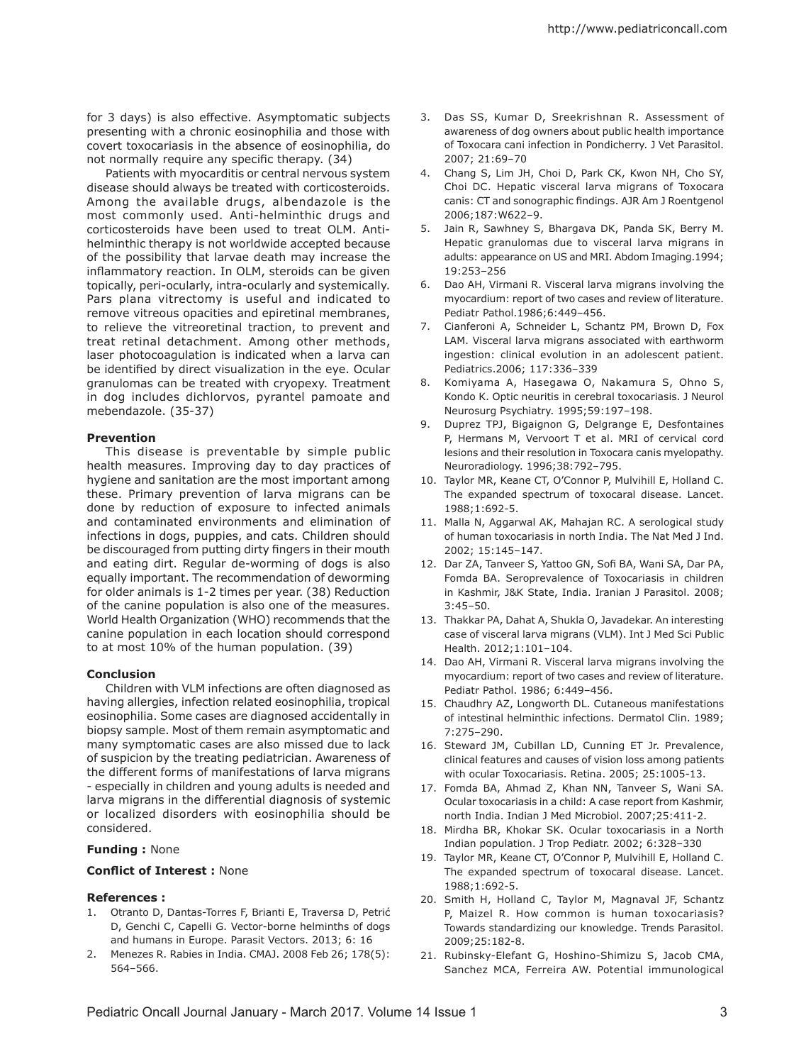for 3 days) is also effective. Asymptomatic subjects presenting with a chronic eosinophilia and those with covert toxocariasis in the absence of eosinophilia, do not normally require any specific therapy. (34)

Patients with myocarditis or central nervous system disease should always be treated with corticosteroids. Among the available drugs, albendazole is the most commonly used. Anti-helminthic drugs and corticosteroids have been used to treat OLM. Anti-helminthic therapy is not worldwide accepted because of the possibility that larvae death may increase the inflammatory reaction. In OLM, steroids can be given topically, peri-ocularly, intra-ocularly and systemically. Pars plana vitrectomy is useful and indicated to remove vitreous opacities and epiretinal membranes, to relieve the vitreoretinal traction, to prevent and treat retinal detachment. Among other methods, laser photocoagulation is indicated when a larva can be identified by direct visualization in the eye. Ocular granulomas can be treated with cryopexy. Treatment in dog includes dichlorvos, pyrantel pamoate and mebendazole. (35-37)

**Prevention**

This disease is preventable by simple public health measures. Improving day to day practices of hygiene and sanitation are the most important among these. Primary prevention of larva migrans can be done by reduction of exposure to infected animals and contaminated environments and elimination of infections in dogs, puppies, and cats. Children should be discouraged from putting dirty fingers in their mouth and eating dirt. Regular de-worming of dogs is also equally important. The recommendation of deworming for older animals is 1-2 times per year. (38) Reduction of the canine population is also one of the measures. World Health Organization (WHO) recommends that the canine population in each location should correspond to at most 10% of the human population. (39)

**Conclusion**

Children with VLM infections are often diagnosed as having allergies, infection related eosinophilia, tropical eosinophilia. Some cases are diagnosed accidentally in biopsy sample. Most of them remain asymptomatic and many symptomatic cases are also missed due to lack of suspicion by the treating pediatrician. Awareness of the different forms of manifestations of larva migrans - especially in children and young adults is needed and larva migrans in the differential diagnosis of systemic or localized disorders with eosinophilia should be considered.

**Funding :** None

**Conflict of Interest :** None

**References :**

1. Otranto D, Dantas-Torres F, Brianti E, Traversa D, Petrić D, Genchi C, Capelli G. Vector-borne helminths of dogs and humans in Europe. Parasit Vectors. 2013; 6: 16
2. Menezes R. Rabies in India. CMAJ. 2008 Feb 26; 178(5): 564–566.
3. Das SS, Kumar D, Sreekrishnan R. Assessment of awareness of dog owners about public health importance of Toxocara cani infection in Pondicherry. J Vet Parasitol. 2007; 21:69–70
4. Chang S, Lim JH, Choi D, Park CK, Kwon NH, Cho SY, Choi DC. Hepatic visceral larva migrans of Toxocara canis: CT and sonographic findings. AJR Am J Roentgenol 2006;187:W622–9.
5. Jain R, Sawhney S, Bhargava DK, Panda SK, Berry M. Hepatic granulomas due to visceral larva migrans in adults: appearance on US and MRI. Abdom Imaging.1994; 19:253–256
6. Dao AH, Virmani R. Visceral larva migrans involving the myocardium: report of two cases and review of literature. Pediatr Pathol.1986;6:449–456.
7. Cianferoni A, Schneider L, Schantz PM, Brown D, Fox LAM. Visceral larva migrans associated with earthworm ingestion: clinical evolution in an adolescent patient. Pediatrics.2006; 117:336–339
8. Komiyama A, Hasegawa O, Nakamura S, Ohno S, Kondo K. Optic neuritis in cerebral toxocariasis. J Neurol Neurosurg Psychiatry. 1995;59:197–198.
9. Duprez TPJ, Bigaignon G, Delgrange E, Desfontaines P, Hermans M, Vervoort T et al. MRI of cervical cord lesions and their resolution in Toxocara canis myelopathy. Neuroradiology. 1996;38:792–795.
10. Taylor MR, Keane CT, O'Connor P, Mulvihill E, Holland C. The expanded spectrum of toxocaral disease. Lancet. 1988;1:692-5.
11. Malla N, Aggarwal AK, Mahajan RC. A serological study of human toxocariasis in north India. The Nat Med J Ind. 2002; 15:145–147.
12. Dar ZA, Tanveer S, Yattoo GN, Sofi BA, Wani SA, Dar PA, Fomda BA. Seroprevalence of Toxocariasis in children in Kashmir, J&K State, India. Iranian J Parasitol. 2008; 3:45–50.
13. Thakkar PA, Dahat A, Shukla O, Javadekar. An interesting case of visceral larva migrans (VLM). Int J Med Sci Public Health. 2012;1:101–104.
14. Dao AH, Virmani R. Visceral larva migrans involving the myocardium: report of two cases and review of literature. Pediatr Pathol. 1986; 6:449–456.
15. Chaudhry AZ, Longworth DL. Cutaneous manifestations of intestinal helminthic infections. Dermatol Clin. 1989; 7:275–290.
16. Steward JM, Cubillan LD, Cunning ET Jr. Prevalence, clinical features and causes of vision loss among patients with ocular Toxocariasis. Retina. 2005; 25:1005-13.
17. Fomda BA, Ahmad Z, Khan NN, Tanveer S, Wani SA. Ocular toxocariasis in a child: A case report from Kashmir, north India. Indian J Med Microbiol. 2007;25:411-2.
18. Mirdha BR, Khokar SK. Ocular toxocariasis in a North Indian population. J Trop Pediatr. 2002; 6:328–330
19. Taylor MR, Keane CT, O'Connor P, Mulvihill E, Holland C. The expanded spectrum of toxocaral disease. Lancet. 1988;1:692-5.
20. Smith H, Holland C, Taylor M, Magnaval JF, Schantz P, Maizel R. How common is human toxocariasis? Towards standardizing our knowledge. Trends Parasitol. 2009;25:182-8.
21. Rubinsky-Elefant G, Hoshino-Shimizu S, Jacob CMA, Sanchez MCA, Ferreira AW. Potential immunological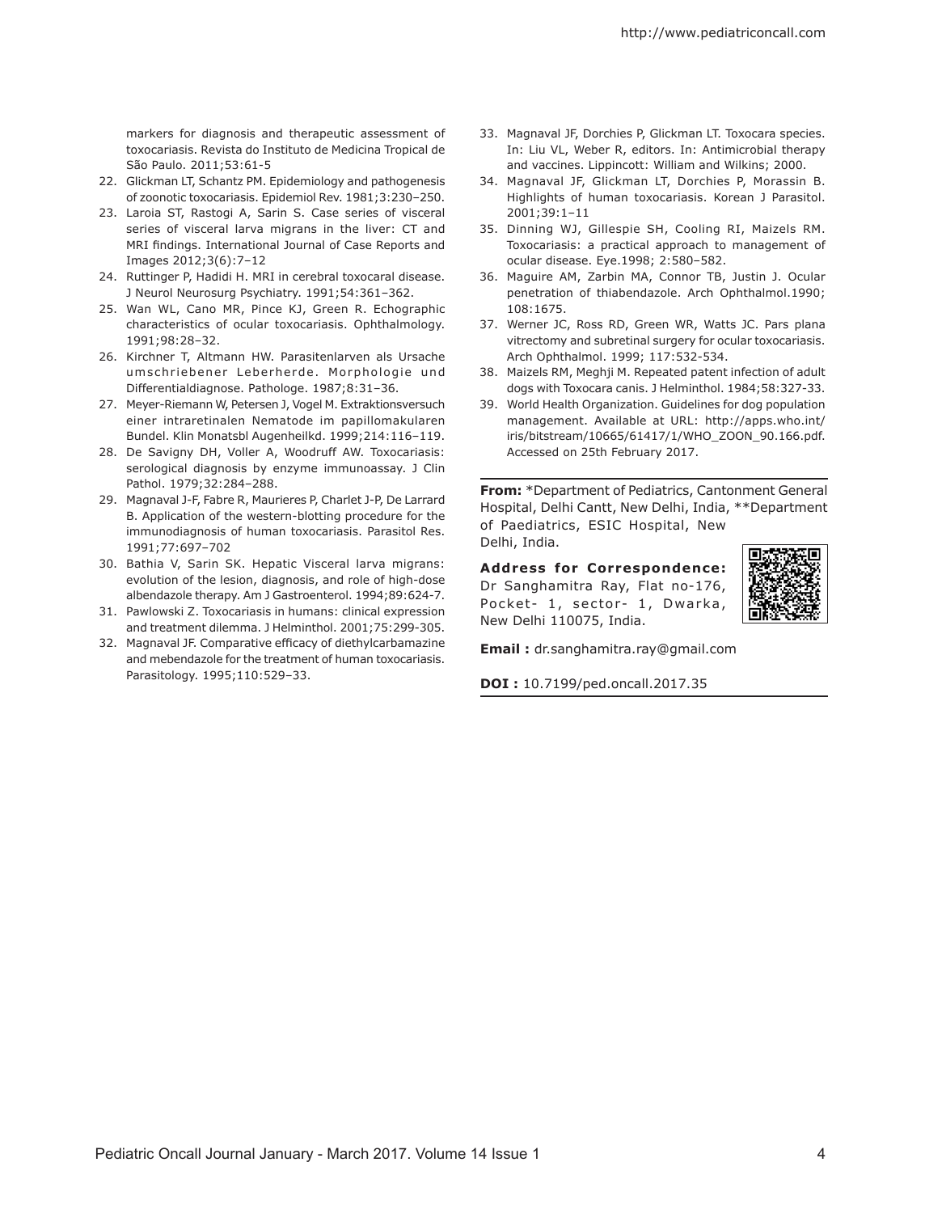markers for diagnosis and therapeutic assessment of toxocariasis. Revista do Instituto de Medicina Tropical de São Paulo. 2011;53:61-5

22. Glickman LT, Schantz PM. Epidemiology and pathogenesis of zoonotic toxocariasis. Epidemiol Rev. 1981;3:230–250.
23. Laroia ST, Rastogi A, Sarin S. Case series of visceral series of visceral larva migrans in the liver: CT and MRI findings. International Journal of Case Reports and Images 2012;3(6):7–12
24. Ruttinger P, Hadidi H. MRI in cerebral toxocaral disease. J Neurol Neurosurg Psychiatry. 1991;54:361–362.
25. Wan WL, Cano MR, Pince KJ, Green R. Echographic characteristics of ocular toxocariasis. Ophthalmology. 1991;98:28–32.
26. Kirchner T, Altmann HW. Parasitenlarven als Ursache umschriebener Leberherde. Morphologie und Differentialdiagnose. Pathologe. 1987;8:31–36.
27. Meyer-Riemann W, Petersen J, Vogel M. Extraktionsversuch einer intraretinalen Nematode im papillomakularen Bundel. Klin Monatsbl Augenheilkd. 1999;214:116–119.
28. De Savigny DH, Voller A, Woodruff AW. Toxocariasis: serological diagnosis by enzyme immunoassay. J Clin Pathol. 1979;32:284–288.
29. Magnaval J-F, Fabre R, Maurieres P, Charlet J-P, De Larrard B. Application of the western-blotting procedure for the immunodiagnosis of human toxocariasis. Parasitol Res. 1991;77:697–702
30. Bathia V, Sarin SK. Hepatic Visceral larva migrans: evolution of the lesion, diagnosis, and role of high-dose albendazole therapy. Am J Gastroenterol. 1994;89:624-7.
31. Pawlowski Z. Toxocariasis in humans: clinical expression and treatment dilemma. J Helminthol. 2001;75:299-305.
32. Magnaval JF. Comparative efficacy of diethylcarbamazine and mebendazole for the treatment of human toxocariasis. Parasitology. 1995;110:529–33.
33. Magnaval JF, Dorchies P, Glickman LT. Toxocara species. In: Liu VL, Weber R, editors. In: Antimicrobial therapy and vaccines. Lippincott: William and Wilkins; 2000.
34. Magnaval JF, Glickman LT, Dorchies P, Morassin B. Highlights of human toxocariasis. Korean J Parasitol. 2001;39:1–11
35. Dinning WJ, Gillespie SH, Cooling RI, Maizels RM. Toxocariasis: a practical approach to management of ocular disease. Eye.1998; 2:580–582.
36. Maguire AM, Zarbin MA, Connor TB, Justin J. Ocular penetration of thiabendazole. Arch Ophthalmol.1990; 108:1675.
37. Werner JC, Ross RD, Green WR, Watts JC. Pars plana vitrectomy and subretinal surgery for ocular toxocariasis. Arch Ophthalmol. 1999; 117:532-534.
38. Maizels RM, Meghji M. Repeated patent infection of adult dogs with Toxocara canis. J Helminthol. 1984;58:327-33.
39. World Health Organization. Guidelines for dog population management. Available at URL: http://apps.who.int/iris/bitstream/10665/61417/1/WHO_ZOON_90.166.pdf. Accessed on 25th February 2017.

---

**From:** *Department of Pediatrics, Cantonment General Hospital, Delhi Cantt, New Delhi, India, **Department of Paediatrics, ESIC Hospital, New Delhi, India.

**Address for Correspondence:** Dr Sanghamitra Ray, Flat no-176, Pocket- 1, sector- 1, Dwarka, New Delhi 110075, India.

**Email :** dr.sanghamitra.ray@gmail.com

**DOI :** 10.7199/ped.oncall.2017.35